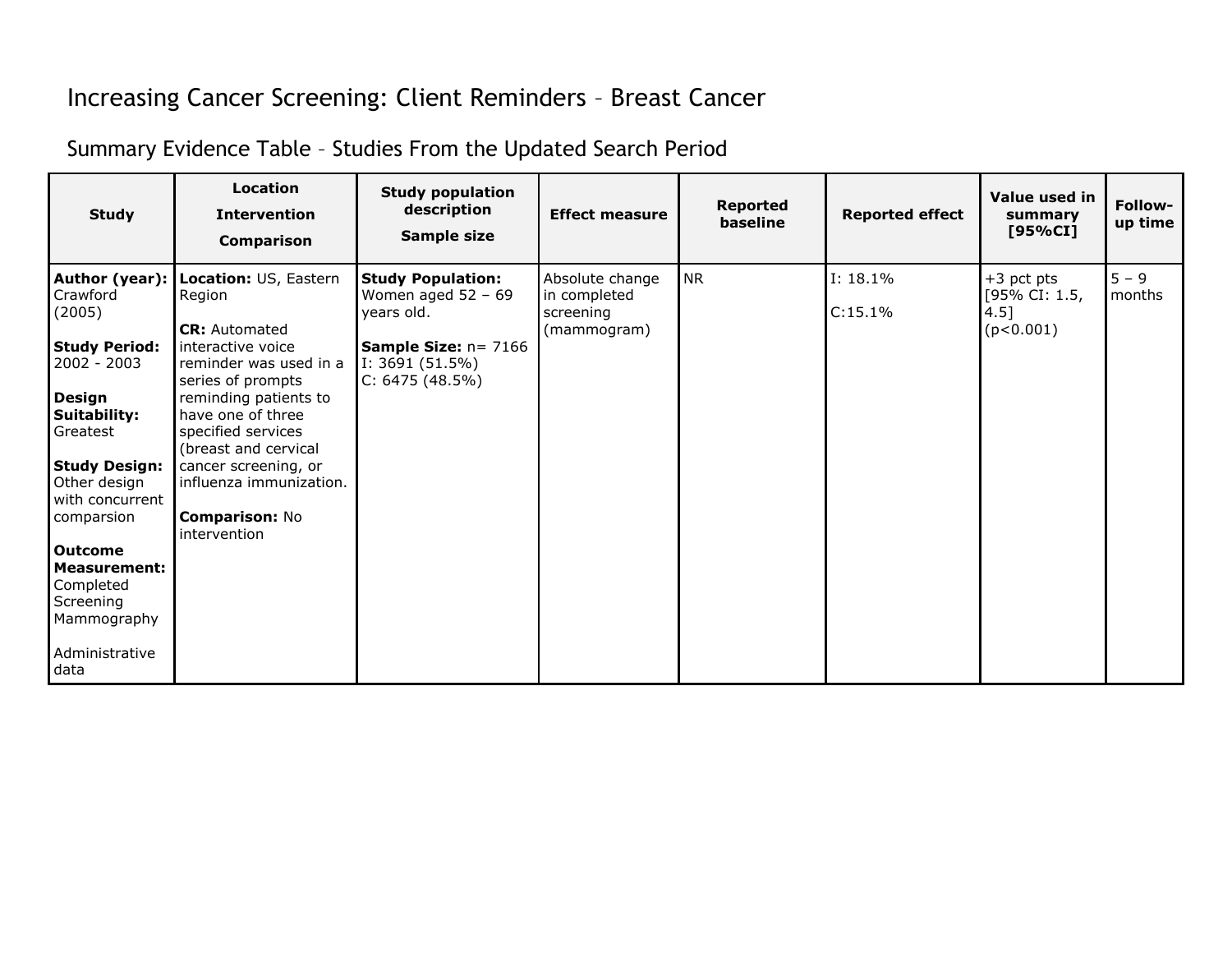# Increasing Cancer Screening: Client Reminders – Breast Cancer

## Summary Evidence Table – Studies From the Updated Search Period

| Study | Location<br>Intervention<br>Comparison | Study population description<br>Sample size | Effect measure | Reported baseline | Reported effect | Value used in summary [95%CI] | Follow-up time |
|---|---|---|---|---|---|---|---|
| **Author (year):** Crawford (2005)<br><br>**Study Period:** 2002 - 2003<br><br>**Design Suitability:** Greatest<br><br>**Study Design:** Other design with concurrent comparsion<br><br>**Outcome Measurement:** Completed Screening Mammography<br><br>Administrative data | **Location:** US, Eastern Region<br><br>**CR:** Automated interactive voice reminder was used in a series of prompts reminding patients to have one of three specified services (breast and cervical cancer screening, or influenza immunization.<br><br>**Comparison:** No intervention | **Study Population:** Women aged 52 – 69 years old.<br><br>**Sample Size:** n= 7166<br>I: 3691 (51.5%)<br>C: 6475 (48.5%) | Absolute change in completed screening (mammogram) | NR | I: 18.1%<br><br>C:15.1% | +3 pct pts [95% CI: 1.5, 4.5] ($p<0.001$) | 5 – 9 months |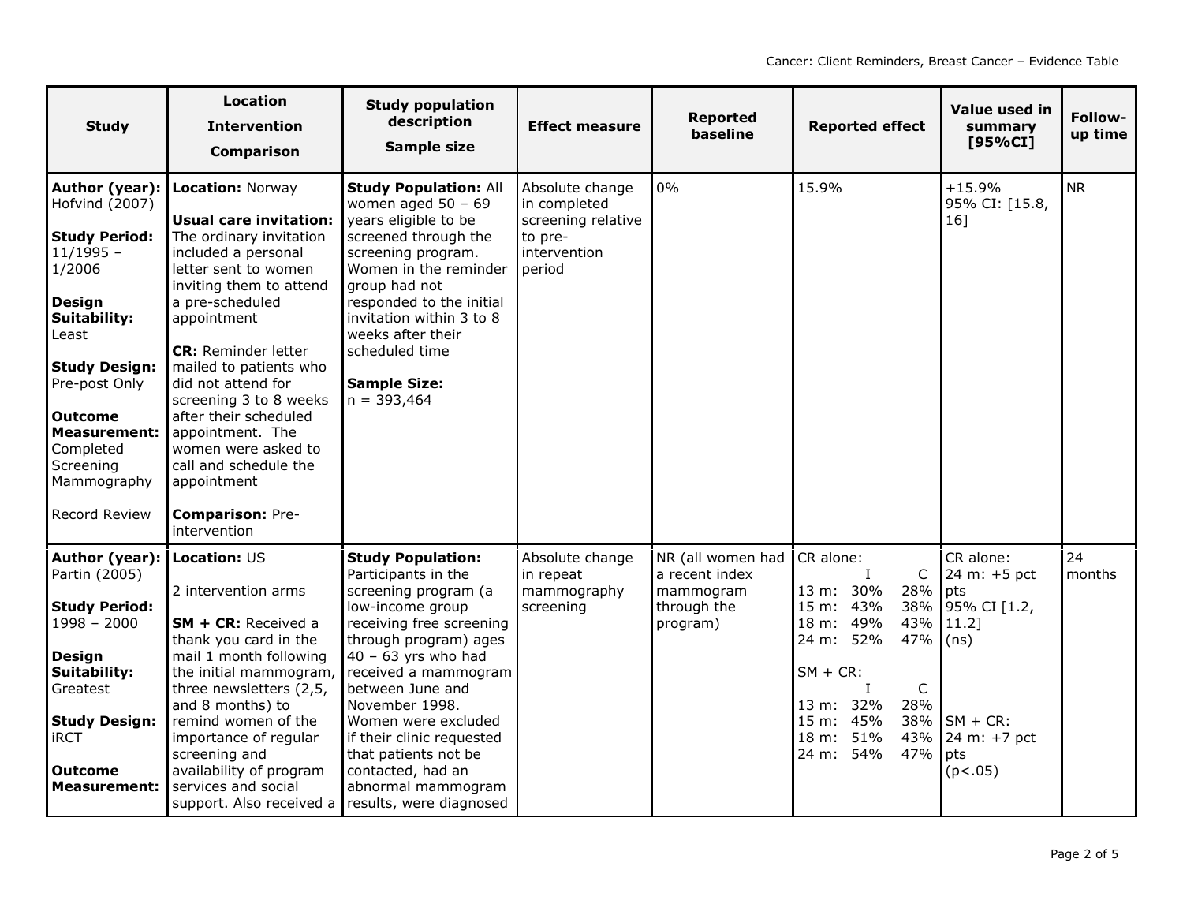| Study | Location<br>Intervention<br>Comparison | Study population description<br>Sample size | Effect measure | Reported baseline | Reported effect | Value used in summary [95%CI] | Follow-up time |
|---|---|---|---|---|---|---|---|
| **Author (year):** Hofvind (2007)<br><br>**Study Period:** 11/1995 – 1/2006<br><br>**Design Suitability:** Least<br><br>**Study Design:** Pre-post Only<br><br>**Outcome Measurement:** Completed Screening Mammography<br><br>Record Review | **Location:** Norway<br><br>**Usual care invitation:** The ordinary invitation included a personal letter sent to women inviting them to attend a pre-scheduled appointment<br><br>**CR:** Reminder letter mailed to patients who did not attend for screening 3 to 8 weeks after their scheduled appointment. The women were asked to call and schedule the appointment<br><br>**Comparison:** Pre-intervention | **Study Population:** All women aged 50 – 69 years eligible to be screened through the screening program. Women in the reminder group had not responded to the initial invitation within 3 to 8 weeks after their scheduled time<br><br>**Sample Size:** n = 393,464 | Absolute change in completed screening relative to pre-intervention period | 0% | 15.9% | +15.9%<br>95% CI: [15.8, 16] | NR |
| **Author (year):** Partin (2005)<br><br>**Study Period:** 1998 – 2000<br><br>**Design Suitability:** Greatest<br><br>**Study Design:** iRCT<br><br>**Outcome Measurement:** | **Location:** US<br><br>2 intervention arms<br><br>**SM + CR:** Received a thank you card in the mail 1 month following the initial mammogram, three newsletters (2,5, and 8 months) to remind women of the importance of regular screening and availability of program services and social support. Also received a | **Study Population:** Participants in the screening program (a low-income group receiving free screening through program) ages 40 – 63 yrs who had received a mammogram between June and November 1998. Women were excluded if their clinic requested that patients not be contacted, had an abnormal mammogram results, were diagnosed | Absolute change in repeat mammography screening | NR (all women had a recent index mammogram through the program) | CR alone:<br>I C<br>13 m: 30% 28%<br>15 m: 43% 38%<br>18 m: 49% 43%<br>24 m: 52% 47%<br><br>SM + CR:<br>I C<br>13 m: 32% 28%<br>15 m: 45% 38%<br>18 m: 51% 43%<br>24 m: 54% 47% | CR alone:<br>24 m: +5 pct pts<br>95% CI [1.2, 11.2]<br>(ns)<br><br>SM + CR:<br>24 m: +7 pct pts<br>(p<.05) | 24 months |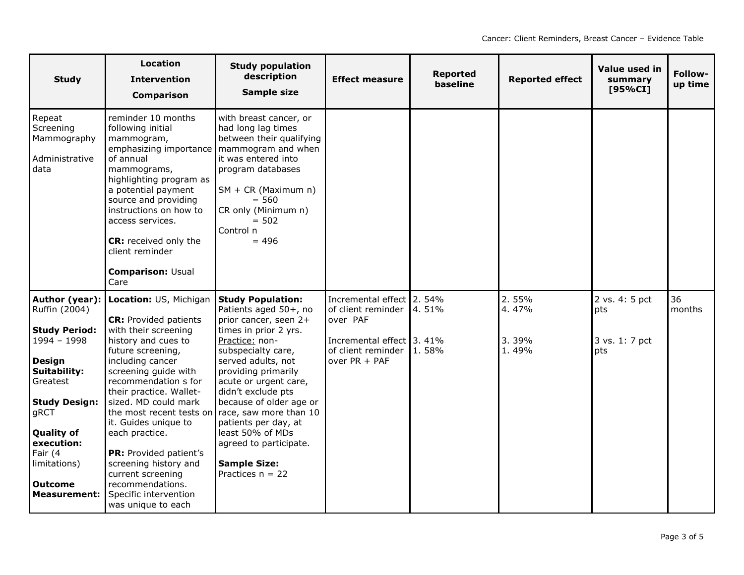| Study | Location<br>Intervention<br>Comparison | Study population description<br>Sample size | Effect measure | Reported baseline | Reported effect | Value used in summary [95%CI] | Follow-up time |
|---|---|---|---|---|---|---|---|
| Repeat Screening Mammography<br><br>Administrative data | reminder 10 months following initial mammogram, emphasizing importance of annual mammograms, highlighting program as a potential payment source and providing instructions on how to access services.<br><br>**CR:** received only the client reminder<br><br>**Comparison:** Usual Care | with breast cancer, or had long lag times between their qualifying mammogram and when it was entered into program databases<br><br>SM + CR (Maximum n) = 560<br>CR only (Minimum n) = 502<br>Control n = 496 | | | | | |
| **Author (year):** Ruffin (2004)<br><br>**Study Period:** 1994 – 1998<br><br>**Design Suitability:** Greatest<br><br>**Study Design:** gRCT<br><br>**Quality of execution:** Fair (4 limitations)<br><br>**Outcome Measurement:** | **Location:** US, Michigan<br><br>**CR:** Provided patients with their screening history and cues to future screening, including cancer screening guide with recommendation s for their practice. Wallet-sized. MD could mark the most recent tests on it. Guides unique to each practice.<br><br>**PR:** Provided patient's screening history and current screening recommendations. Specific intervention was unique to each | **Study Population:** Patients aged 50+, no prior cancer, seen 2+ times in prior 2 yrs.<br>Practice: non-subspecialty care, served adults, not providing primarily acute or urgent care, didn't exclude pts because of older age or race, saw more than 10 patients per day, at least 50% of MDs agreed to participate.<br><br>**Sample Size:**<br>Practices n = 22 | Incremental effect of client reminder over PAF<br><br>Incremental effect of client reminder over PR + PAF | 2. 54%<br>4. 51%<br><br><br>3. 41%<br>1. 58% | 2. 55%<br>4. 47%<br><br><br>3. 39%<br>1. 49% | 2 vs. 4: 5 pct pts<br><br>3 vs. 1: 7 pct pts | 36 months |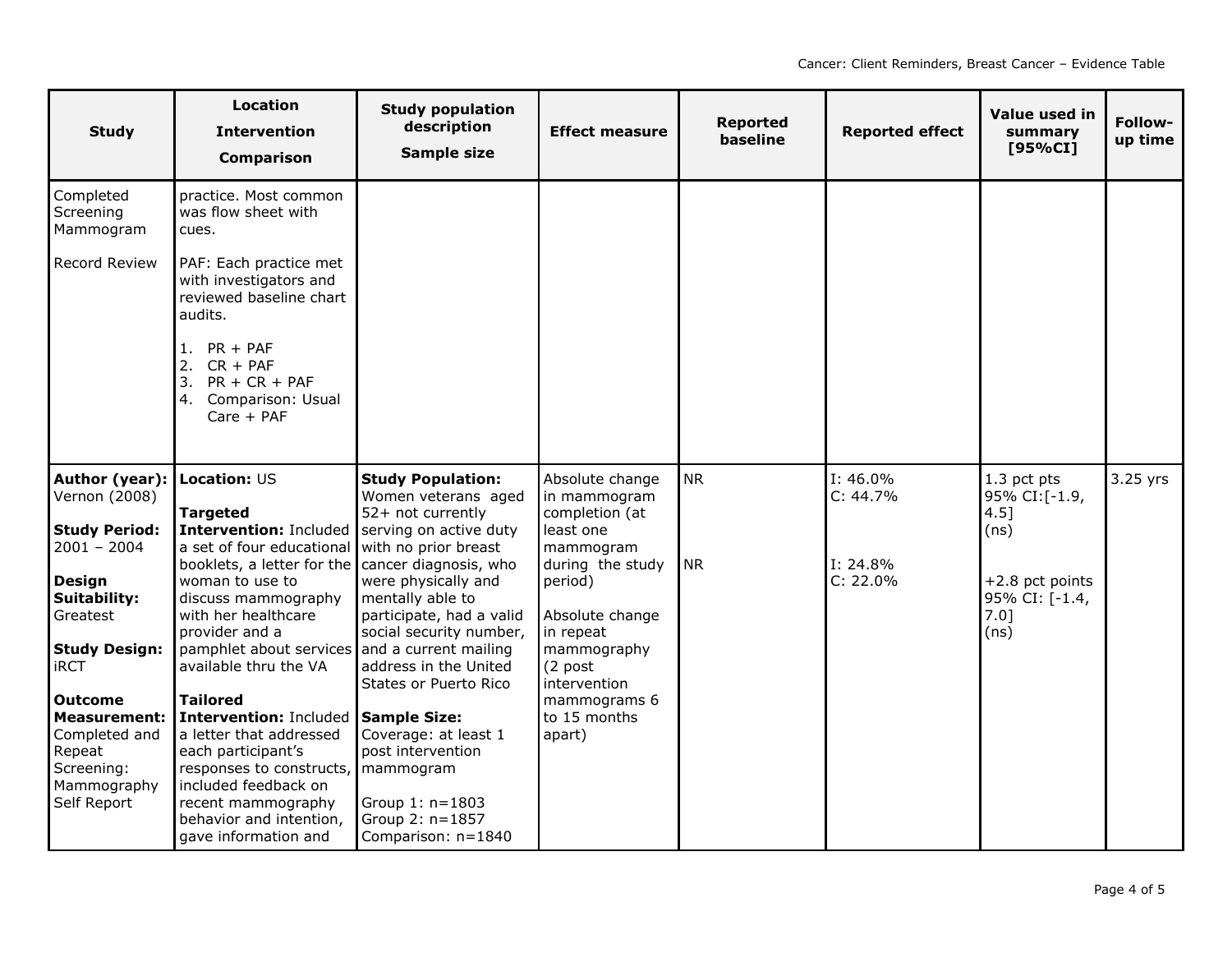| Study | Location<br>Intervention<br>Comparison | Study population description<br>Sample size | Effect measure | Reported baseline | Reported effect | Value used in summary [95%CI] | Follow-up time |
|---|---|---|---|---|---|---|---|
| Completed Screening Mammogram<br><br>Record Review | practice. Most common was flow sheet with cues.<br><br>PAF: Each practice met with investigators and reviewed baseline chart audits.<br><br>1. PR + PAF<br>2. CR + PAF<br>3. PR + CR + PAF<br>4. Comparison: Usual Care + PAF | | | | | | |
| **Author (year):** Vernon (2008)<br><br>**Study Period:** 2001 – 2004<br><br>**Design Suitability:** Greatest<br><br>**Study Design:** iRCT<br><br>**Outcome Measurement:** Completed and Repeat Screening: Mammography Self Report | **Location:** US<br><br>**Targeted Intervention:** Included a set of four educational booklets, a letter for the woman to use to discuss mammography with her healthcare provider and a pamphlet about services available thru the VA<br><br>**Tailored Intervention:** Included a letter that addressed each participant's responses to constructs, included feedback on recent mammography behavior and intention, gave information and | **Study Population:** Women veterans aged 52+ not currently serving on active duty with no prior breast cancer diagnosis, who were physically and mentally able to participate, had a valid social security number, and a current mailing address in the United States or Puerto Rico<br><br>**Sample Size:** Coverage: at least 1 post intervention mammogram<br><br>Group 1: n=1803<br>Group 2: n=1857<br>Comparison: n=1840 | Absolute change in mammogram completion (at least one mammogram during the study period)<br><br>Absolute change in repeat mammography (2 post intervention mammograms 6 to 15 months apart) | NR<br><br><br><br><br>NR | I: 46.0%<br>C: 44.7%<br><br><br>I: 24.8%<br>C: 22.0% | 1.3 pct pts 95% CI:[-1.9, 4.5] (ns)<br><br>+2.8 pct points 95% CI: [-1.4, 7.0] (ns) | 3.25 yrs |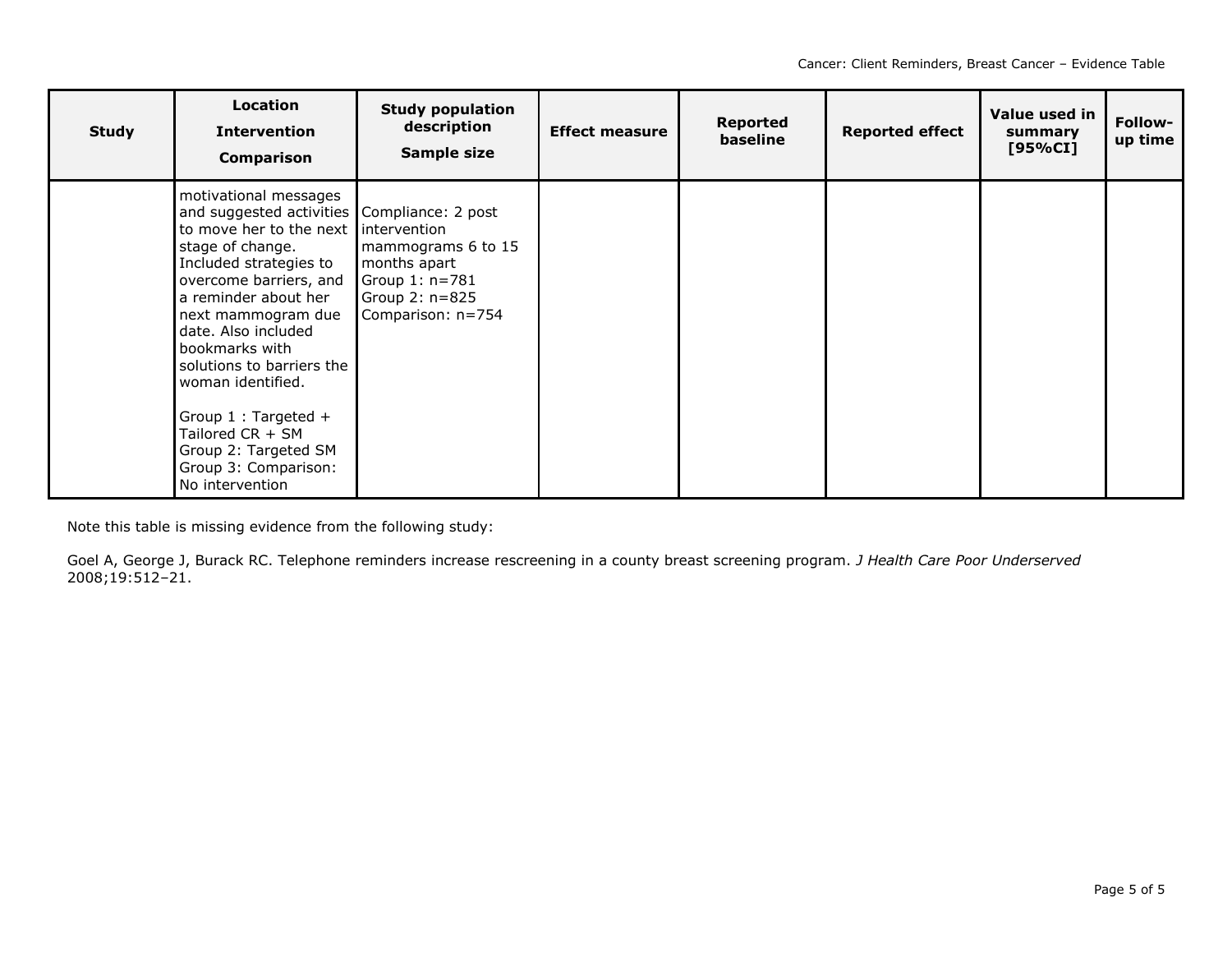| Study | Location<br>Intervention<br>Comparison | Study population description<br>Sample size | Effect measure | Reported baseline | Reported effect | Value used in summary [95%CI] | Follow-up time |
|---|---|---|---|---|---|---|---|
| | motivational messages and suggested activities to move her to the next stage of change. Included strategies to overcome barriers, and a reminder about her next mammogram due date. Also included bookmarks with solutions to barriers the woman identified.<br><br>Group 1 : Targeted + Tailored CR + SM<br>Group 2: Targeted SM<br>Group 3: Comparison: No intervention | Compliance: 2 post intervention mammograms 6 to 15 months apart<br>Group 1: n=781<br>Group 2: n=825<br>Comparison: n=754 | | | | | |

Note this table is missing evidence from the following study:

Goel A, George J, Burack RC. Telephone reminders increase rescreening in a county breast screening program. *J Health Care Poor Underserved* 2008;19:512–21.